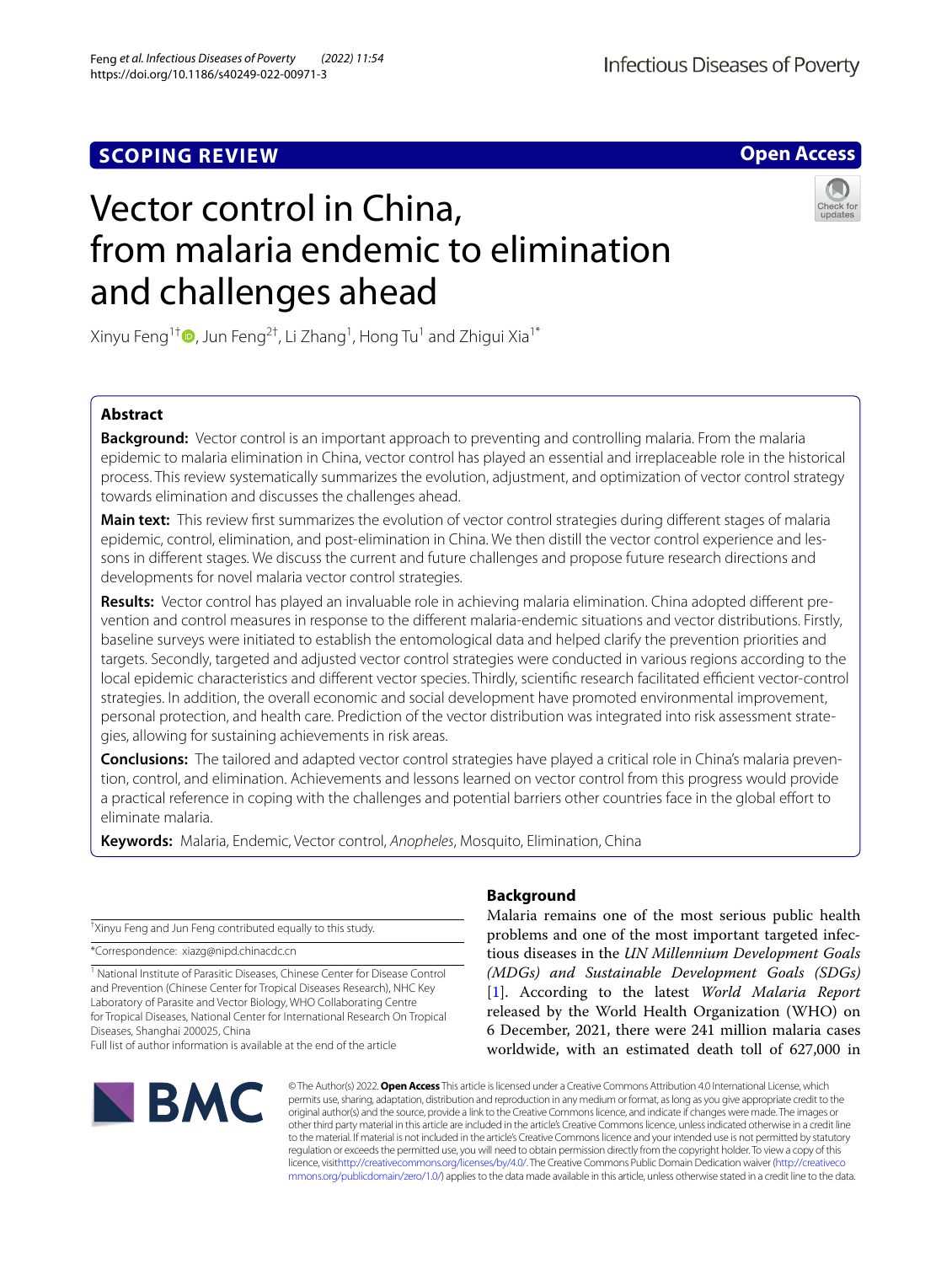SCOPING REVIEW

Open Access

# Vector control in China, from malaria endemic to elimination and challenges ahead

Xinyu Feng[1†], Jun Feng[2†], Li Zhang[1], Hong Tu[1] and Zhigui Xia[1*]

## Abstract

**Background:** Vector control is an important approach to preventing and controlling malaria. From the malaria epidemic to malaria elimination in China, vector control has played an essential and irreplaceable role in the historical process. This review systematically summarizes the evolution, adjustment, and optimization of vector control strategy towards elimination and discusses the challenges ahead.

**Main text:** This review first summarizes the evolution of vector control strategies during different stages of malaria epidemic, control, elimination, and post-elimination in China. We then distill the vector control experience and lessons in different stages. We discuss the current and future challenges and propose future research directions and developments for novel malaria vector control strategies.

**Results:** Vector control has played an invaluable role in achieving malaria elimination. China adopted different prevention and control measures in response to the different malaria-endemic situations and vector distributions. Firstly, baseline surveys were initiated to establish the entomological data and helped clarify the prevention priorities and targets. Secondly, targeted and adjusted vector control strategies were conducted in various regions according to the local epidemic characteristics and different vector species. Thirdly, scientific research facilitated efficient vector-control strategies. In addition, the overall economic and social development have promoted environmental improvement, personal protection, and health care. Prediction of the vector distribution was integrated into risk assessment strategies, allowing for sustaining achievements in risk areas.

**Conclusions:** The tailored and adapted vector control strategies have played a critical role in China's malaria prevention, control, and elimination. Achievements and lessons learned on vector control from this progress would provide a practical reference in coping with the challenges and potential barriers other countries face in the global effort to eliminate malaria.

**Keywords:** Malaria, Endemic, Vector control, *Anopheles*, Mosquito, Elimination, China

†Xinyu Feng and Jun Feng contributed equally to this study.

*Correspondence: xiazg@nipd.chinacdc.cn

[1] National Institute of Parasitic Diseases, Chinese Center for Disease Control and Prevention (Chinese Center for Tropical Diseases Research), NHC Key Laboratory of Parasite and Vector Biology, WHO Collaborating Centre for Tropical Diseases, National Center for International Research On Tropical Diseases, Shanghai 200025, China

Full list of author information is available at the end of the article

## Background

Malaria remains one of the most serious public health problems and one of the most important targeted infectious diseases in the *UN Millennium Development Goals (MDGs) and Sustainable Development Goals (SDGs)* [1]. According to the latest *World Malaria Report* released by the World Health Organization (WHO) on 6 December, 2021, there were 241 million malaria cases worldwide, with an estimated death toll of 627,000 in

© The Author(s) 2022. **Open Access** This article is licensed under a Creative Commons Attribution 4.0 International License, which permits use, sharing, adaptation, distribution and reproduction in any medium or format, as long as you give appropriate credit to the original author(s) and the source, provide a link to the Creative Commons licence, and indicate if changes were made. The images or other third party material in this article are included in the article's Creative Commons licence, unless indicated otherwise in a credit line to the material. If material is not included in the article's Creative Commons licence and your intended use is not permitted by statutory regulation or exceeds the permitted use, you will need to obtain permission directly from the copyright holder. To view a copy of this licence, visit http://creativecommons.org/licenses/by/4.0/. The Creative Commons Public Domain Dedication waiver (http://creativecommons.org/publicdomain/zero/1.0/) applies to the data made available in this article, unless otherwise stated in a credit line to the data.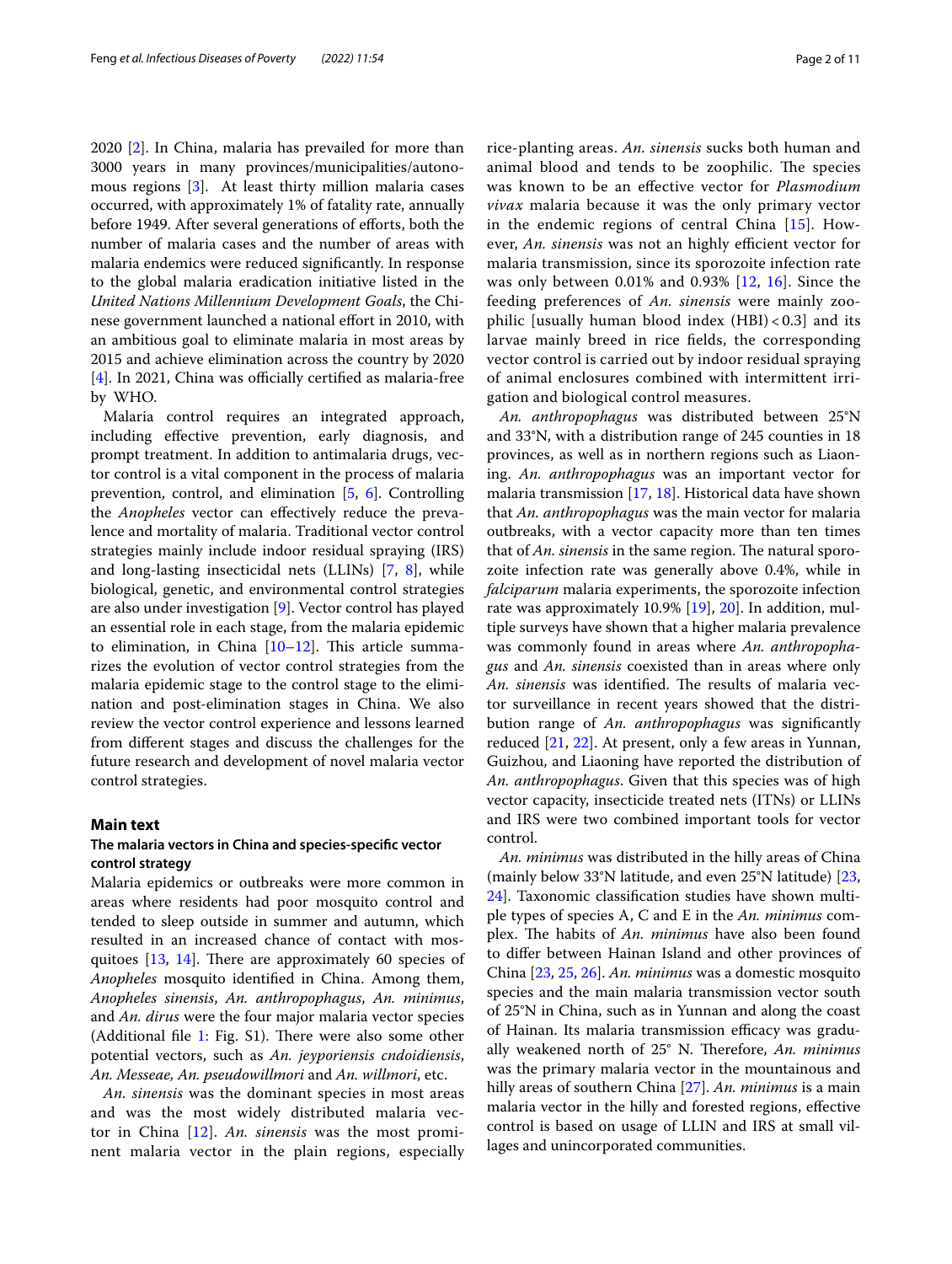2020 [2]. In China, malaria has prevailed for more than 3000 years in many provinces/municipalities/autonomous regions [3]. At least thirty million malaria cases occurred, with approximately 1% of fatality rate, annually before 1949. After several generations of efforts, both the number of malaria cases and the number of areas with malaria endemics were reduced significantly. In response to the global malaria eradication initiative listed in the *United Nations Millennium Development Goals*, the Chinese government launched a national effort in 2010, with an ambitious goal to eliminate malaria in most areas by 2015 and achieve elimination across the country by 2020 [4]. In 2021, China was officially certified as malaria-free by WHO.

Malaria control requires an integrated approach, including effective prevention, early diagnosis, and prompt treatment. In addition to antimalaria drugs, vector control is a vital component in the process of malaria prevention, control, and elimination [5, 6]. Controlling the *Anopheles* vector can effectively reduce the prevalence and mortality of malaria. Traditional vector control strategies mainly include indoor residual spraying (IRS) and long-lasting insecticidal nets (LLINs) [7, 8], while biological, genetic, and environmental control strategies are also under investigation [9]. Vector control has played an essential role in each stage, from the malaria epidemic to elimination, in China [10–12]. This article summarizes the evolution of vector control strategies from the malaria epidemic stage to the control stage to the elimination and post-elimination stages in China. We also review the vector control experience and lessons learned from different stages and discuss the challenges for the future research and development of novel malaria vector control strategies.

## Main text

### The malaria vectors in China and species-specific vector control strategy

Malaria epidemics or outbreaks were more common in areas where residents had poor mosquito control and tended to sleep outside in summer and autumn, which resulted in an increased chance of contact with mosquitoes [13, 14]. There are approximately 60 species of *Anopheles* mosquito identified in China. Among them, *Anopheles sinensis*, *An. anthropophagus*, *An. minimus*, and *An. dirus* were the four major malaria vector species (Additional file 1: Fig. S1). There were also some other potential vectors, such as *An. jeyporiensis cndoidiensis*, *An. Messeae, An. pseudowillmori* and *An. willmori*, etc.

*An. sinensis* was the dominant species in most areas and was the most widely distributed malaria vector in China [12]. *An. sinensis* was the most prominent malaria vector in the plain regions, especially rice-planting areas. *An. sinensis* sucks both human and animal blood and tends to be zoophilic. The species was known to be an effective vector for *Plasmodium vivax* malaria because it was the only primary vector in the endemic regions of central China [15]. However, *An. sinensis* was not an highly efficient vector for malaria transmission, since its sporozoite infection rate was only between 0.01% and 0.93% [12, 16]. Since the feeding preferences of *An. sinensis* were mainly zoophilic [usually human blood index (HBI) < 0.3] and its larvae mainly breed in rice fields, the corresponding vector control is carried out by indoor residual spraying of animal enclosures combined with intermittent irrigation and biological control measures.

*An. anthropophagus* was distributed between 25°N and 33°N, with a distribution range of 245 counties in 18 provinces, as well as in northern regions such as Liaoning. *An. anthropophagus* was an important vector for malaria transmission [17, 18]. Historical data have shown that *An. anthropophagus* was the main vector for malaria outbreaks, with a vector capacity more than ten times that of *An. sinensis* in the same region. The natural sporozoite infection rate was generally above 0.4%, while in *falciparum* malaria experiments, the sporozoite infection rate was approximately 10.9% [19], 20]. In addition, multiple surveys have shown that a higher malaria prevalence was commonly found in areas where *An. anthropophagus* and *An. sinensis* coexisted than in areas where only *An. sinensis* was identified. The results of malaria vector surveillance in recent years showed that the distribution range of *An. anthropophagus* was significantly reduced [21, 22]. At present, only a few areas in Yunnan, Guizhou, and Liaoning have reported the distribution of *An. anthropophagus*. Given that this species was of high vector capacity, insecticide treated nets (ITNs) or LLINs and IRS were two combined important tools for vector control.

*An. minimus* was distributed in the hilly areas of China (mainly below 33°N latitude, and even 25°N latitude) [23, 24]. Taxonomic classification studies have shown multiple types of species A, C and E in the *An. minimus* complex. The habits of *An. minimus* have also been found to differ between Hainan Island and other provinces of China [23, 25, 26]. *An. minimus* was a domestic mosquito species and the main malaria transmission vector south of 25°N in China, such as in Yunnan and along the coast of Hainan. Its malaria transmission efficacy was gradually weakened north of 25° N. Therefore, *An. minimus* was the primary malaria vector in the mountainous and hilly areas of southern China [27]. *An. minimus* is a main malaria vector in the hilly and forested regions, effective control is based on usage of LLIN and IRS at small villages and unincorporated communities.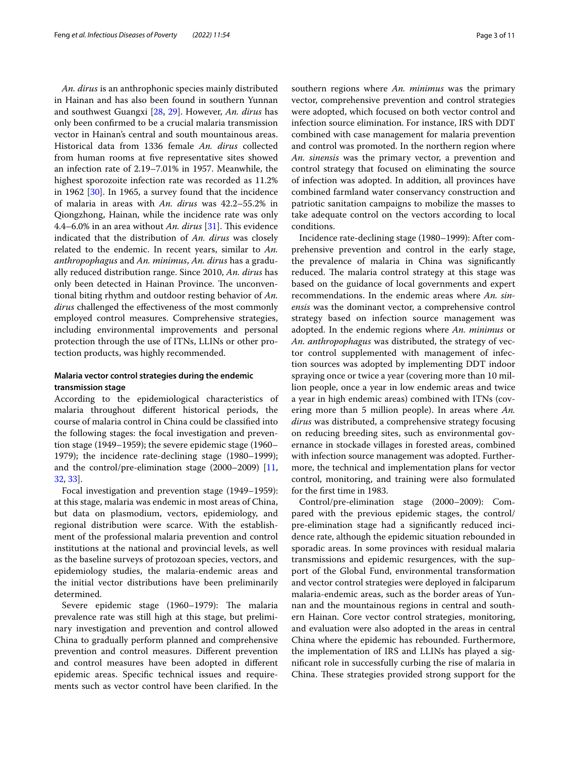*An. dirus* is an anthrophonic species mainly distributed in Hainan and has also been found in southern Yunnan and southwest Guangxi [28, 29]. However, *An. dirus* has only been confirmed to be a crucial malaria transmission vector in Hainan's central and south mountainous areas. Historical data from 1336 female *An. dirus* collected from human rooms at five representative sites showed an infection rate of 2.19–7.01% in 1957. Meanwhile, the highest sporozoite infection rate was recorded as 11.2% in 1962 [30]. In 1965, a survey found that the incidence of malaria in areas with *An. dirus* was 42.2–55.2% in Qiongzhong, Hainan, while the incidence rate was only 4.4–6.0% in an area without *An. dirus* [31]. This evidence indicated that the distribution of *An. dirus* was closely related to the endemic. In recent years, similar to *An. anthropophagus* and *An. minimus*, *An. dirus* has a gradually reduced distribution range. Since 2010, *An. dirus* has only been detected in Hainan Province. The unconventional biting rhythm and outdoor resting behavior of *An. dirus* challenged the effectiveness of the most commonly employed control measures. Comprehensive strategies, including environmental improvements and personal protection through the use of ITNs, LLINs or other protection products, was highly recommended.

## Malaria vector control strategies during the endemic transmission stage

According to the epidemiological characteristics of malaria throughout different historical periods, the course of malaria control in China could be classified into the following stages: the focal investigation and prevention stage (1949–1959); the severe epidemic stage (1960–1979); the incidence rate-declining stage (1980–1999); and the control/pre-elimination stage (2000–2009) [11, 32, 33].

Focal investigation and prevention stage (1949–1959): at this stage, malaria was endemic in most areas of China, but data on plasmodium, vectors, epidemiology, and regional distribution were scarce. With the establishment of the professional malaria prevention and control institutions at the national and provincial levels, as well as the baseline surveys of protozoan species, vectors, and epidemiology studies, the malaria-endemic areas and the initial vector distributions have been preliminarily determined.

Severe epidemic stage (1960–1979): The malaria prevalence rate was still high at this stage, but preliminary investigation and prevention and control allowed China to gradually perform planned and comprehensive prevention and control measures. Different prevention and control measures have been adopted in different epidemic areas. Specific technical issues and requirements such as vector control have been clarified. In the southern regions where *An. minimus* was the primary vector, comprehensive prevention and control strategies were adopted, which focused on both vector control and infection source elimination. For instance, IRS with DDT combined with case management for malaria prevention and control was promoted. In the northern region where *An. sinensis* was the primary vector, a prevention and control strategy that focused on eliminating the source of infection was adopted. In addition, all provinces have combined farmland water conservancy construction and patriotic sanitation campaigns to mobilize the masses to take adequate control on the vectors according to local conditions.

Incidence rate-declining stage (1980–1999): After comprehensive prevention and control in the early stage, the prevalence of malaria in China was significantly reduced. The malaria control strategy at this stage was based on the guidance of local governments and expert recommendations. In the endemic areas where *An. sinensis* was the dominant vector, a comprehensive control strategy based on infection source management was adopted. In the endemic regions where *An. minimus* or *An. anthropophagus* was distributed, the strategy of vector control supplemented with management of infection sources was adopted by implementing DDT indoor spraying once or twice a year (covering more than 10 million people, once a year in low endemic areas and twice a year in high endemic areas) combined with ITNs (covering more than 5 million people). In areas where *An. dirus* was distributed, a comprehensive strategy focusing on reducing breeding sites, such as environmental governance in stockade villages in forested areas, combined with infection source management was adopted. Furthermore, the technical and implementation plans for vector control, monitoring, and training were also formulated for the first time in 1983.

Control/pre-elimination stage (2000–2009): Compared with the previous epidemic stages, the control/pre-elimination stage had a significantly reduced incidence rate, although the epidemic situation rebounded in sporadic areas. In some provinces with residual malaria transmissions and epidemic resurgences, with the support of the Global Fund, environmental transformation and vector control strategies were deployed in falciparum malaria-endemic areas, such as the border areas of Yunnan and the mountainous regions in central and southern Hainan. Core vector control strategies, monitoring, and evaluation were also adopted in the areas in central China where the epidemic has rebounded. Furthermore, the implementation of IRS and LLINs has played a significant role in successfully curbing the rise of malaria in China. These strategies provided strong support for the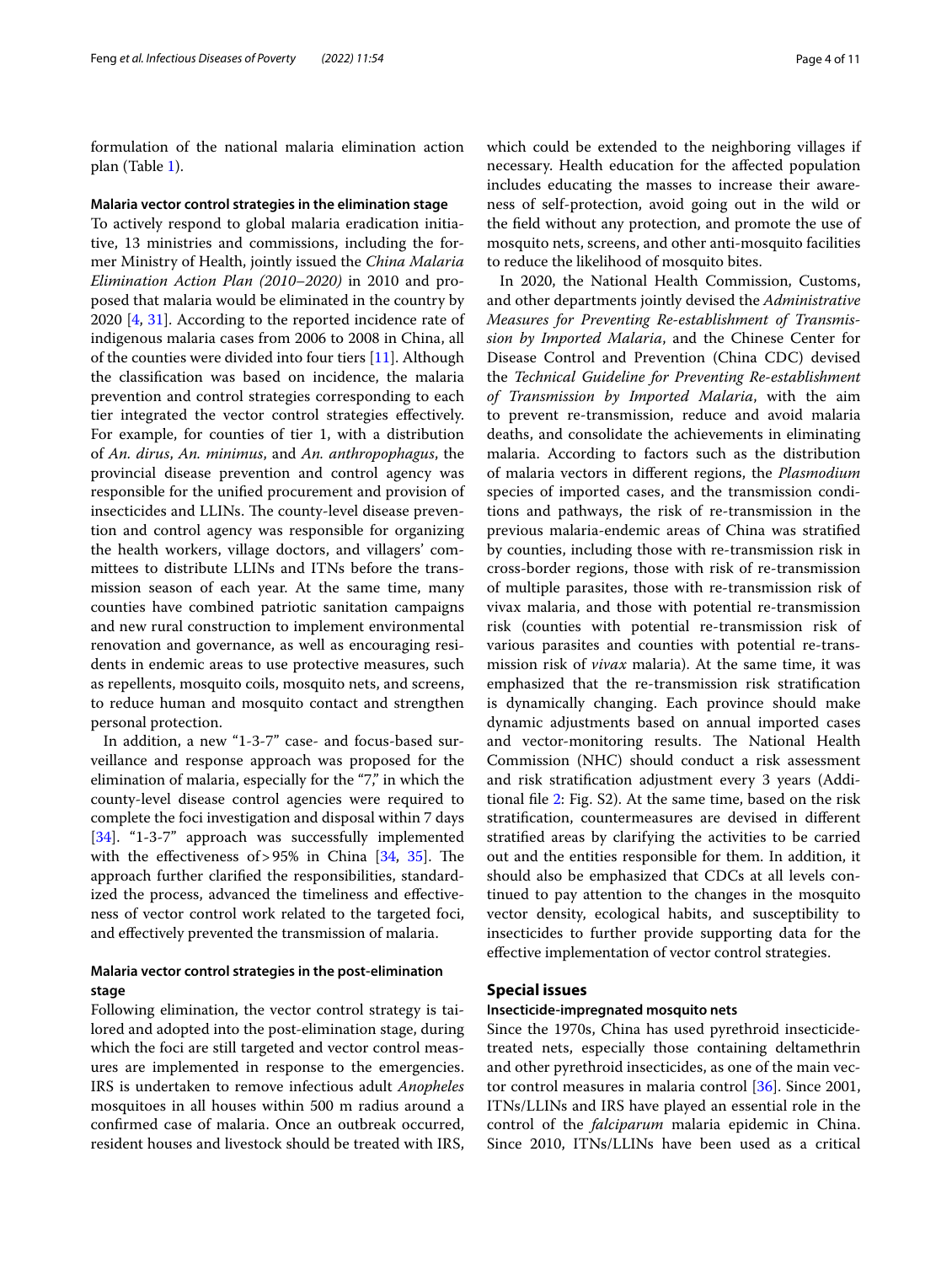formulation of the national malaria elimination action plan (Table 1).

### Malaria vector control strategies in the elimination stage

To actively respond to global malaria eradication initiative, 13 ministries and commissions, including the former Ministry of Health, jointly issued the *China Malaria Elimination Action Plan (2010–2020)* in 2010 and proposed that malaria would be eliminated in the country by 2020 [4, 31]. According to the reported incidence rate of indigenous malaria cases from 2006 to 2008 in China, all of the counties were divided into four tiers [11]. Although the classification was based on incidence, the malaria prevention and control strategies corresponding to each tier integrated the vector control strategies effectively. For example, for counties of tier 1, with a distribution of *An. dirus*, *An. minimus*, and *An. anthropophagus*, the provincial disease prevention and control agency was responsible for the unified procurement and provision of insecticides and LLINs. The county-level disease prevention and control agency was responsible for organizing the health workers, village doctors, and villagers' committees to distribute LLINs and ITNs before the transmission season of each year. At the same time, many counties have combined patriotic sanitation campaigns and new rural construction to implement environmental renovation and governance, as well as encouraging residents in endemic areas to use protective measures, such as repellents, mosquito coils, mosquito nets, and screens, to reduce human and mosquito contact and strengthen personal protection.

In addition, a new "1-3-7" case- and focus-based surveillance and response approach was proposed for the elimination of malaria, especially for the "7," in which the county-level disease control agencies were required to complete the foci investigation and disposal within 7 days [34]. "1-3-7" approach was successfully implemented with the effectiveness of > 95% in China [34, 35]. The approach further clarified the responsibilities, standardized the process, advanced the timeliness and effectiveness of vector control work related to the targeted foci, and effectively prevented the transmission of malaria.

### Malaria vector control strategies in the post-elimination stage

Following elimination, the vector control strategy is tailored and adopted into the post-elimination stage, during which the foci are still targeted and vector control measures are implemented in response to the emergencies. IRS is undertaken to remove infectious adult *Anopheles* mosquitoes in all houses within 500 m radius around a confirmed case of malaria. Once an outbreak occurred, resident houses and livestock should be treated with IRS, which could be extended to the neighboring villages if necessary. Health education for the affected population includes educating the masses to increase their awareness of self-protection, avoid going out in the wild or the field without any protection, and promote the use of mosquito nets, screens, and other anti-mosquito facilities to reduce the likelihood of mosquito bites.

In 2020, the National Health Commission, Customs, and other departments jointly devised the *Administrative Measures for Preventing Re-establishment of Transmission by Imported Malaria*, and the Chinese Center for Disease Control and Prevention (China CDC) devised the *Technical Guideline for Preventing Re-establishment of Transmission by Imported Malaria*, with the aim to prevent re-transmission, reduce and avoid malaria deaths, and consolidate the achievements in eliminating malaria. According to factors such as the distribution of malaria vectors in different regions, the *Plasmodium* species of imported cases, and the transmission conditions and pathways, the risk of re-transmission in the previous malaria-endemic areas of China was stratified by counties, including those with re-transmission risk in cross-border regions, those with risk of re-transmission of multiple parasites, those with re-transmission risk of vivax malaria, and those with potential re-transmission risk (counties with potential re-transmission risk of various parasites and counties with potential re-transmission risk of *vivax* malaria). At the same time, it was emphasized that the re-transmission risk stratification is dynamically changing. Each province should make dynamic adjustments based on annual imported cases and vector-monitoring results. The National Health Commission (NHC) should conduct a risk assessment and risk stratification adjustment every 3 years (Additional file 2: Fig. S2). At the same time, based on the risk stratification, countermeasures are devised in different stratified areas by clarifying the activities to be carried out and the entities responsible for them. In addition, it should also be emphasized that CDCs at all levels continued to pay attention to the changes in the mosquito vector density, ecological habits, and susceptibility to insecticides to further provide supporting data for the effective implementation of vector control strategies.

## Special issues

### Insecticide-impregnated mosquito nets

Since the 1970s, China has used pyrethroid insecticide-treated nets, especially those containing deltamethrin and other pyrethroid insecticides, as one of the main vector control measures in malaria control [36]. Since 2001, ITNs/LLINs and IRS have played an essential role in the control of the *falciparum* malaria epidemic in China. Since 2010, ITNs/LLINs have been used as a critical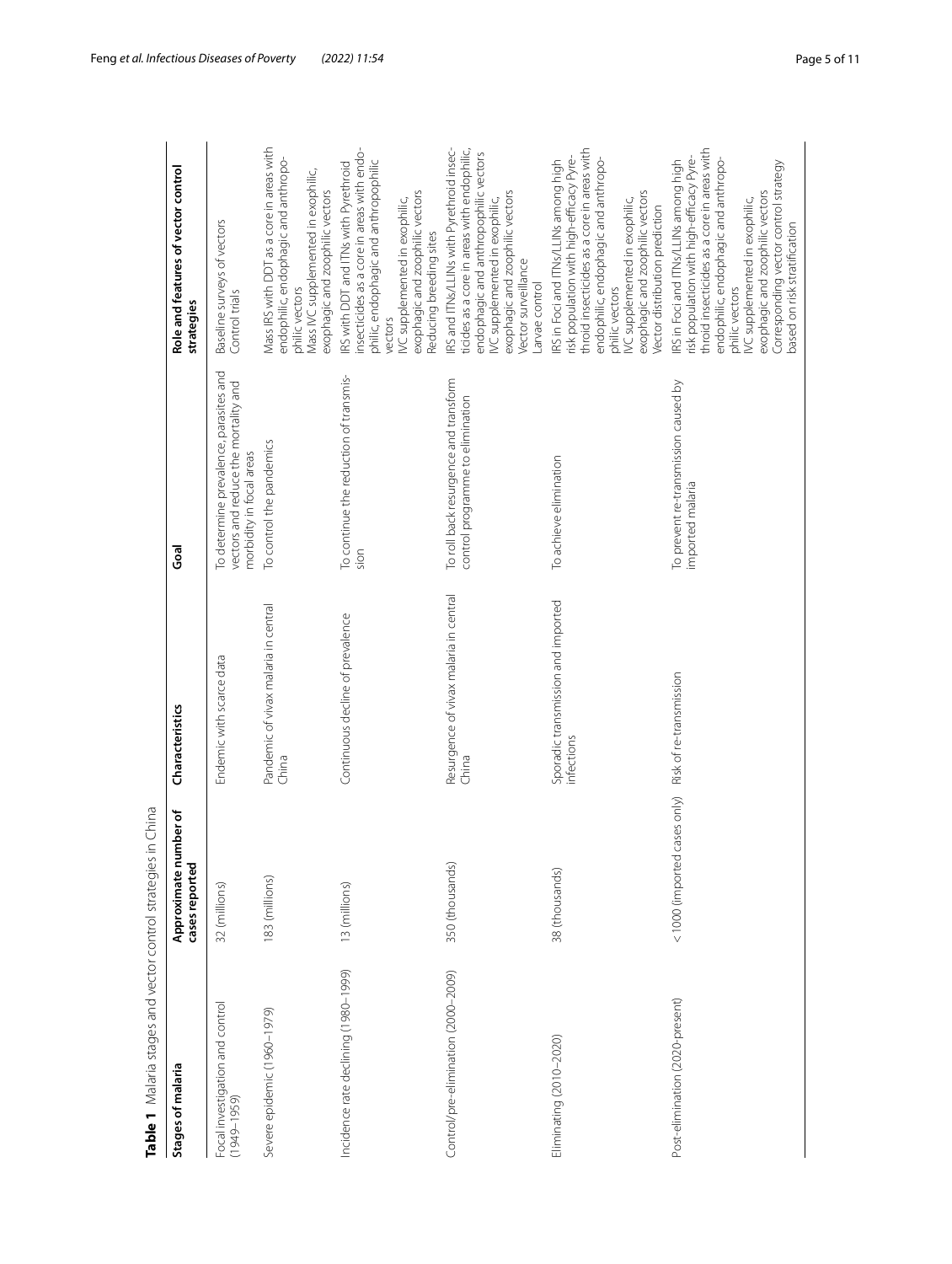**Table 1** Malaria stages and vector control strategies in China

| Stages of malaria | Approximate number of cases reported | Characteristics | Goal | Role and features of vector control strategies |
| --- | --- | --- | --- | --- |
| Focal investigation and control (1949–1959) | 32 (millions) | Endemic with scarce data | To determine prevalence, parasites and vectors and reduce the mortality and morbidity in focal areas | Baseline surveys of vectors<br>Control trials |
| Severe epidemic (1960–1979) | 183 (millions) | Pandemic of vivax malaria in central China | To control the pandemics | Mass IRS with DDT as a core in areas with endophilic, endophagic and anthropophilic vectors<br>Mass IVC supplemented in exophilic, exophagic and zoophilic vectors |
| Incidence rate declining (1980–1999) | 13 (millions) | Continuous decline of prevalence | To continue the reduction of transmission | IRS with DDT and ITNs with Pyrethroid insecticides as a core in areas with endophilic, endophagic and anthropophilic vectors<br>IVC supplemented in exophilic, exophagic and zoophilic vectors<br>Reducing breeding sites |
| Control/pre-elimination (2000–2009) | 350 (thousands) | Resurgence of vivax malaria in central China | To roll back resurgence and transform control programme to elimination | IRS and ITNs/LLINs with Pyrethroid insecticides as a core in areas with endophilic, endophagic and anthropophilic vectors<br>IVC supplemented in exophilic, exophagic and zoophilic vectors<br>Vector surveillance<br>Larvae control |
| Eliminating (2010–2020) | 38 (thousands) | Sporadic transmission and imported infections | To achieve elimination | IRS in Foci and ITNs/LLINs among high risk population with high-efficacy Pyrethroid insecticides as a core in areas with endophilic, endophagic and anthropophilic vectors<br>IVC supplemented in exophilic, exophagic and zoophilic vectors<br>Vector distribution prediction |
| Post-elimination (2020-present) | < 1000 (imported cases only) | Risk of re-transmission | To prevent re-transmission caused by imported malaria | IRS in Foci and ITNs/LLINs among high risk population with high-efficacy Pyrethroid insecticides as a core in areas with endophilic, endophagic and anthropophilic vectors<br>IVC supplemented in exophilic, exophagic and zoophilic vectors<br>Corresponding vector control strategy based on risk stratification |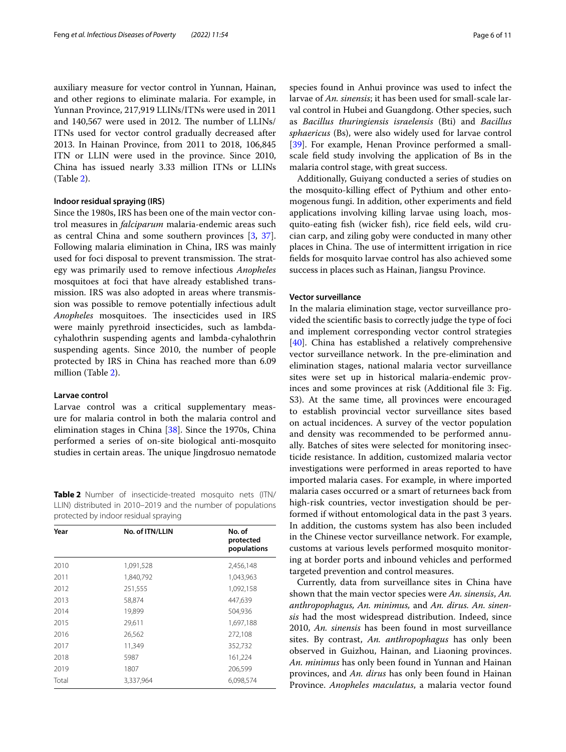auxiliary measure for vector control in Yunnan, Hainan, and other regions to eliminate malaria. For example, in Yunnan Province, 217,919 LLINs/ITNs were used in 2011 and 140,567 were used in 2012. The number of LLINs/ITNs used for vector control gradually decreased after 2013. In Hainan Province, from 2011 to 2018, 106,845 ITN or LLIN were used in the province. Since 2010, China has issued nearly 3.33 million ITNs or LLINs (Table 2).

#### Indoor residual spraying (IRS)

Since the 1980s, IRS has been one of the main vector control measures in *falciparum* malaria-endemic areas such as central China and some southern provinces [3, 37]. Following malaria elimination in China, IRS was mainly used for foci disposal to prevent transmission. The strategy was primarily used to remove infectious *Anopheles* mosquitoes at foci that have already established transmission. IRS was also adopted in areas where transmission was possible to remove potentially infectious adult *Anopheles* mosquitoes. The insecticides used in IRS were mainly pyrethroid insecticides, such as lambda-cyhalothrin suspending agents and lambda-cyhalothrin suspending agents. Since 2010, the number of people protected by IRS in China has reached more than 6.09 million (Table 2).

#### Larvae control

Larvae control was a critical supplementary measure for malaria control in both the malaria control and elimination stages in China [38]. Since the 1970s, China performed a series of on-site biological anti-mosquito studies in certain areas. The unique Jingdrosuo nematode species found in Anhui province was used to infect the larvae of *An. sinensis*; it has been used for small-scale larval control in Hubei and Guangdong. Other species, such as *Bacillus thuringiensis israelensis* (Bti) and *Bacillus sphaericus* (Bs), were also widely used for larvae control [39]. For example, Henan Province performed a small-scale field study involving the application of Bs in the malaria control stage, with great success.

Additionally, Guiyang conducted a series of studies on the mosquito-killing effect of Pythium and other entomogenous fungi. In addition, other experiments and field applications involving killing larvae using loach, mosquito-eating fish (wicker fish), rice field eels, wild crucian carp, and ziling goby were conducted in many other places in China. The use of intermittent irrigation in rice fields for mosquito larvae control has also achieved some success in places such as Hainan, Jiangsu Province.

**Table 2** Number of insecticide-treated mosquito nets (ITN/LLIN) distributed in 2010–2019 and the number of populations protected by indoor residual spraying

| Year | No. of ITN/LLIN | No. of protected populations |
|---|---|---|
| 2010 | 1,091,528 | 2,456,148 |
| 2011 | 1,840,792 | 1,043,963 |
| 2012 | 251,555 | 1,092,158 |
| 2013 | 58,874 | 447,639 |
| 2014 | 19,899 | 504,936 |
| 2015 | 29,611 | 1,697,188 |
| 2016 | 26,562 | 272,108 |
| 2017 | 11,349 | 352,732 |
| 2018 | 5987 | 161,224 |
| 2019 | 1807 | 206,599 |
| Total | 3,337,964 | 6,098,574 |

#### Vector surveillance

In the malaria elimination stage, vector surveillance provided the scientific basis to correctly judge the type of foci and implement corresponding vector control strategies [40]. China has established a relatively comprehensive vector surveillance network. In the pre-elimination and elimination stages, national malaria vector surveillance sites were set up in historical malaria-endemic provinces and some provinces at risk (Additional file 3: Fig. S3). At the same time, all provinces were encouraged to establish provincial vector surveillance sites based on actual incidences. A survey of the vector population and density was recommended to be performed annually. Batches of sites were selected for monitoring insecticide resistance. In addition, customized malaria vector investigations were performed in areas reported to have imported malaria cases. For example, in where imported malaria cases occurred or a smart of returnees back from high-risk countries, vector investigation should be performed if without entomological data in the past 3 years. In addition, the customs system has also been included in the Chinese vector surveillance network. For example, customs at various levels performed mosquito monitoring at border ports and inbound vehicles and performed targeted prevention and control measures.

Currently, data from surveillance sites in China have shown that the main vector species were *An. sinensis*, *An. anthropophagus, An. minimus,* and *An. dirus. An. sinensis* had the most widespread distribution. Indeed, since 2010, *An. sinensis* has been found in most surveillance sites. By contrast, *An. anthropophagus* has only been observed in Guizhou, Hainan, and Liaoning provinces. *An. minimus* has only been found in Yunnan and Hainan provinces, and *An. dirus* has only been found in Hainan Province. *Anopheles maculatus*, a malaria vector found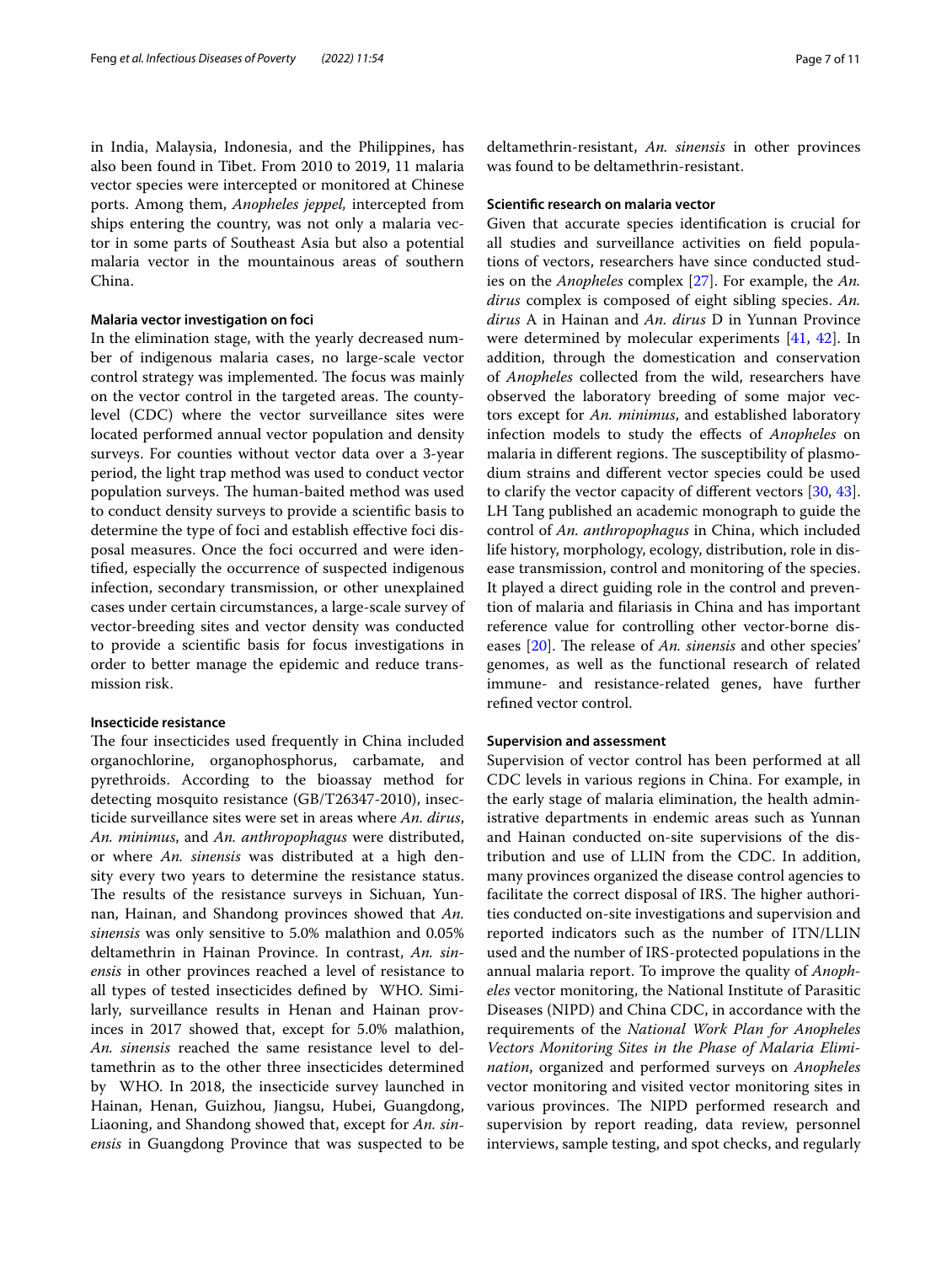in India, Malaysia, Indonesia, and the Philippines, has also been found in Tibet. From 2010 to 2019, 11 malaria vector species were intercepted or monitored at Chinese ports. Among them, *Anopheles jeppel*, intercepted from ships entering the country, was not only a malaria vector in some parts of Southeast Asia but also a potential malaria vector in the mountainous areas of southern China.

#### Malaria vector investigation on foci

In the elimination stage, with the yearly decreased number of indigenous malaria cases, no large-scale vector control strategy was implemented. The focus was mainly on the vector control in the targeted areas. The county-level (CDC) where the vector surveillance sites were located performed annual vector population and density surveys. For counties without vector data over a 3-year period, the light trap method was used to conduct vector population surveys. The human-baited method was used to conduct density surveys to provide a scientific basis to determine the type of foci and establish effective foci disposal measures. Once the foci occurred and were identified, especially the occurrence of suspected indigenous infection, secondary transmission, or other unexplained cases under certain circumstances, a large-scale survey of vector-breeding sites and vector density was conducted to provide a scientific basis for focus investigations in order to better manage the epidemic and reduce transmission risk.

#### Insecticide resistance

The four insecticides used frequently in China included organochlorine, organophosphorus, carbamate, and pyrethroids. According to the bioassay method for detecting mosquito resistance (GB/T26347-2010), insecticide surveillance sites were set in areas where *An. dirus*, *An. minimus*, and *An. anthropophagus* were distributed, or where *An. sinensis* was distributed at a high density every two years to determine the resistance status. The results of the resistance surveys in Sichuan, Yunnan, Hainan, and Shandong provinces showed that *An. sinensis* was only sensitive to 5.0% malathion and 0.05% deltamethrin in Hainan Province. In contrast, *An. sinensis* in other provinces reached a level of resistance to all types of tested insecticides defined by WHO. Similarly, surveillance results in Henan and Hainan provinces in 2017 showed that, except for 5.0% malathion, *An. sinensis* reached the same resistance level to deltamethrin as to the other three insecticides determined by WHO. In 2018, the insecticide survey launched in Hainan, Henan, Guizhou, Jiangsu, Hubei, Guangdong, Liaoning, and Shandong showed that, except for *An. sinensis* in Guangdong Province that was suspected to be deltamethrin-resistant, *An. sinensis* in other provinces was found to be deltamethrin-resistant.

#### Scientific research on malaria vector

Given that accurate species identification is crucial for all studies and surveillance activities on field populations of vectors, researchers have since conducted studies on the *Anopheles* complex [27]. For example, the *An. dirus* complex is composed of eight sibling species. *An. dirus* A in Hainan and *An. dirus* D in Yunnan Province were determined by molecular experiments [41, 42]. In addition, through the domestication and conservation of *Anopheles* collected from the wild, researchers have observed the laboratory breeding of some major vectors except for *An. minimus*, and established laboratory infection models to study the effects of *Anopheles* on malaria in different regions. The susceptibility of plasmodium strains and different vector species could be used to clarify the vector capacity of different vectors [30, 43]. LH Tang published an academic monograph to guide the control of *An. anthropophagus* in China, which included life history, morphology, ecology, distribution, role in disease transmission, control and monitoring of the species. It played a direct guiding role in the control and prevention of malaria and filariasis in China and has important reference value for controlling other vector-borne diseases [20]. The release of *An. sinensis* and other species' genomes, as well as the functional research of related immune- and resistance-related genes, have further refined vector control.

#### Supervision and assessment

Supervision of vector control has been performed at all CDC levels in various regions in China. For example, in the early stage of malaria elimination, the health administrative departments in endemic areas such as Yunnan and Hainan conducted on-site supervisions of the distribution and use of LLIN from the CDC. In addition, many provinces organized the disease control agencies to facilitate the correct disposal of IRS. The higher authorities conducted on-site investigations and supervision and reported indicators such as the number of ITN/LLIN used and the number of IRS-protected populations in the annual malaria report. To improve the quality of *Anopheles* vector monitoring, the National Institute of Parasitic Diseases (NIPD) and China CDC, in accordance with the requirements of the *National Work Plan for Anopheles Vectors Monitoring Sites in the Phase of Malaria Elimination*, organized and performed surveys on *Anopheles* vector monitoring and visited vector monitoring sites in various provinces. The NIPD performed research and supervision by report reading, data review, personnel interviews, sample testing, and spot checks, and regularly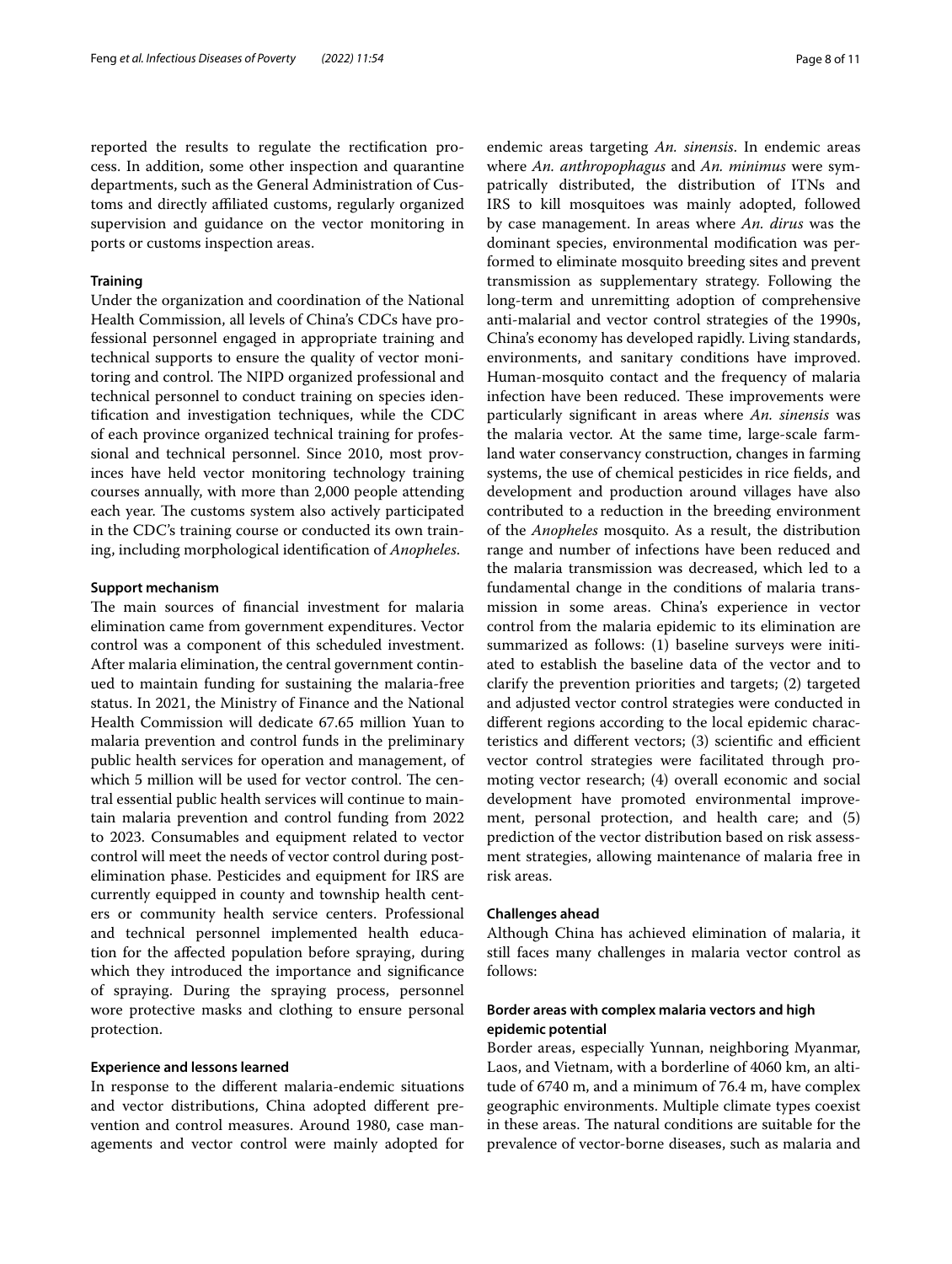reported the results to regulate the rectification process. In addition, some other inspection and quarantine departments, such as the General Administration of Customs and directly affiliated customs, regularly organized supervision and guidance on the vector monitoring in ports or customs inspection areas.

#### Training

Under the organization and coordination of the National Health Commission, all levels of China's CDCs have professional personnel engaged in appropriate training and technical supports to ensure the quality of vector monitoring and control. The NIPD organized professional and technical personnel to conduct training on species identification and investigation techniques, while the CDC of each province organized technical training for professional and technical personnel. Since 2010, most provinces have held vector monitoring technology training courses annually, with more than 2,000 people attending each year. The customs system also actively participated in the CDC's training course or conducted its own training, including morphological identification of *Anopheles*.

#### Support mechanism

The main sources of financial investment for malaria elimination came from government expenditures. Vector control was a component of this scheduled investment. After malaria elimination, the central government continued to maintain funding for sustaining the malaria-free status. In 2021, the Ministry of Finance and the National Health Commission will dedicate 67.65 million Yuan to malaria prevention and control funds in the preliminary public health services for operation and management, of which 5 million will be used for vector control. The central essential public health services will continue to maintain malaria prevention and control funding from 2022 to 2023. Consumables and equipment related to vector control will meet the needs of vector control during post-elimination phase. Pesticides and equipment for IRS are currently equipped in county and township health centers or community health service centers. Professional and technical personnel implemented health education for the affected population before spraying, during which they introduced the importance and significance of spraying. During the spraying process, personnel wore protective masks and clothing to ensure personal protection.

#### Experience and lessons learned

In response to the different malaria-endemic situations and vector distributions, China adopted different prevention and control measures. Around 1980, case managements and vector control were mainly adopted for endemic areas targeting *An. sinensis*. In endemic areas where *An. anthropophagus* and *An. minimus* were sympatrically distributed, the distribution of ITNs and IRS to kill mosquitoes was mainly adopted, followed by case management. In areas where *An. dirus* was the dominant species, environmental modification was performed to eliminate mosquito breeding sites and prevent transmission as supplementary strategy. Following the long-term and unremitting adoption of comprehensive anti-malarial and vector control strategies of the 1990s, China's economy has developed rapidly. Living standards, environments, and sanitary conditions have improved. Human-mosquito contact and the frequency of malaria infection have been reduced. These improvements were particularly significant in areas where *An. sinensis* was the malaria vector. At the same time, large-scale farmland water conservancy construction, changes in farming systems, the use of chemical pesticides in rice fields, and development and production around villages have also contributed to a reduction in the breeding environment of the *Anopheles* mosquito. As a result, the distribution range and number of infections have been reduced and the malaria transmission was decreased, which led to a fundamental change in the conditions of malaria transmission in some areas. China's experience in vector control from the malaria epidemic to its elimination are summarized as follows: (1) baseline surveys were initiated to establish the baseline data of the vector and to clarify the prevention priorities and targets; (2) targeted and adjusted vector control strategies were conducted in different regions according to the local epidemic characteristics and different vectors; (3) scientific and efficient vector control strategies were facilitated through promoting vector research; (4) overall economic and social development have promoted environmental improvement, personal protection, and health care; and (5) prediction of the vector distribution based on risk assessment strategies, allowing maintenance of malaria free in risk areas.

#### Challenges ahead

Although China has achieved elimination of malaria, it still faces many challenges in malaria vector control as follows:

### Border areas with complex malaria vectors and high epidemic potential

Border areas, especially Yunnan, neighboring Myanmar, Laos, and Vietnam, with a borderline of 4060 km, an altitude of 6740 m, and a minimum of 76.4 m, have complex geographic environments. Multiple climate types coexist in these areas. The natural conditions are suitable for the prevalence of vector-borne diseases, such as malaria and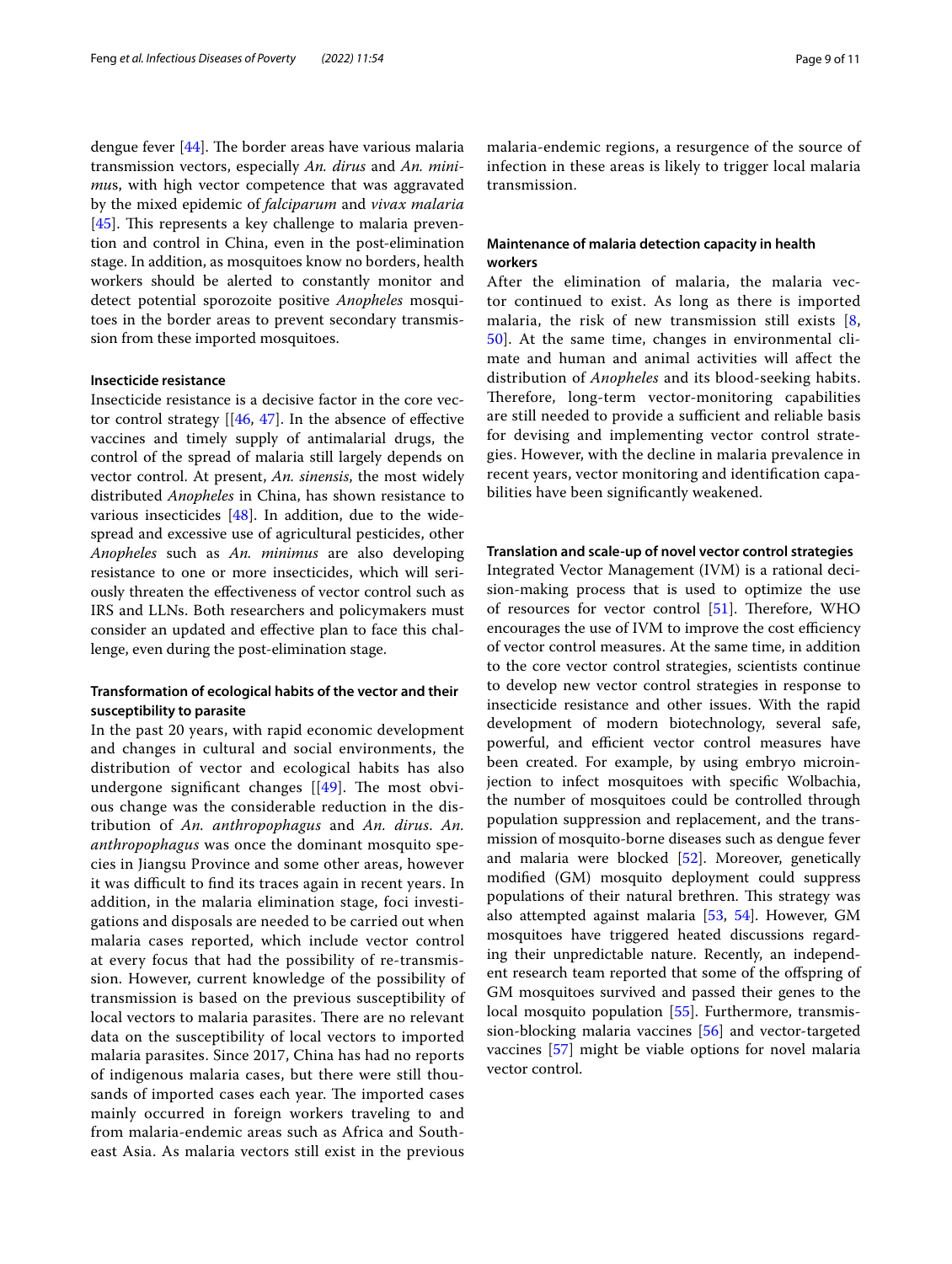dengue fever [44]. The border areas have various malaria transmission vectors, especially *An. dirus* and *An. minimus*, with high vector competence that was aggravated by the mixed epidemic of *falciparum* and *vivax malaria* [45]. This represents a key challenge to malaria prevention and control in China, even in the post-elimination stage. In addition, as mosquitoes know no borders, health workers should be alerted to constantly monitor and detect potential sporozoite positive *Anopheles* mosquitoes in the border areas to prevent secondary transmission from these imported mosquitoes.

#### Insecticide resistance

Insecticide resistance is a decisive factor in the core vector control strategy [[46, 47]. In the absence of effective vaccines and timely supply of antimalarial drugs, the control of the spread of malaria still largely depends on vector control. At present, *An. sinensis*, the most widely distributed *Anopheles* in China, has shown resistance to various insecticides [48]. In addition, due to the widespread and excessive use of agricultural pesticides, other *Anopheles* such as *An. minimus* are also developing resistance to one or more insecticides, which will seriously threaten the effectiveness of vector control such as IRS and LLNs. Both researchers and policymakers must consider an updated and effective plan to face this challenge, even during the post-elimination stage.

#### Transformation of ecological habits of the vector and their susceptibility to parasite

In the past 20 years, with rapid economic development and changes in cultural and social environments, the distribution of vector and ecological habits has also undergone significant changes [[49]. The most obvious change was the considerable reduction in the distribution of *An. anthropophagus* and *An. dirus*. *An. anthropophagus* was once the dominant mosquito species in Jiangsu Province and some other areas, however it was difficult to find its traces again in recent years. In addition, in the malaria elimination stage, foci investigations and disposals are needed to be carried out when malaria cases reported, which include vector control at every focus that had the possibility of re-transmission. However, current knowledge of the possibility of transmission is based on the previous susceptibility of local vectors to malaria parasites. There are no relevant data on the susceptibility of local vectors to imported malaria parasites. Since 2017, China has had no reports of indigenous malaria cases, but there were still thousands of imported cases each year. The imported cases mainly occurred in foreign workers traveling to and from malaria-endemic areas such as Africa and Southeast Asia. As malaria vectors still exist in the previous malaria-endemic regions, a resurgence of the source of infection in these areas is likely to trigger local malaria transmission.

#### Maintenance of malaria detection capacity in health workers

After the elimination of malaria, the malaria vector continued to exist. As long as there is imported malaria, the risk of new transmission still exists [8, 50]. At the same time, changes in environmental climate and human and animal activities will affect the distribution of *Anopheles* and its blood-seeking habits. Therefore, long-term vector-monitoring capabilities are still needed to provide a sufficient and reliable basis for devising and implementing vector control strategies. However, with the decline in malaria prevalence in recent years, vector monitoring and identification capabilities have been significantly weakened.

#### Translation and scale-up of novel vector control strategies

Integrated Vector Management (IVM) is a rational decision-making process that is used to optimize the use of resources for vector control [51]. Therefore, WHO encourages the use of IVM to improve the cost efficiency of vector control measures. At the same time, in addition to the core vector control strategies, scientists continue to develop new vector control strategies in response to insecticide resistance and other issues. With the rapid development of modern biotechnology, several safe, powerful, and efficient vector control measures have been created. For example, by using embryo microinjection to infect mosquitoes with specific Wolbachia, the number of mosquitoes could be controlled through population suppression and replacement, and the transmission of mosquito-borne diseases such as dengue fever and malaria were blocked [52]. Moreover, genetically modified (GM) mosquito deployment could suppress populations of their natural brethren. This strategy was also attempted against malaria [53, 54]. However, GM mosquitoes have triggered heated discussions regarding their unpredictable nature. Recently, an independent research team reported that some of the offspring of GM mosquitoes survived and passed their genes to the local mosquito population [55]. Furthermore, transmission-blocking malaria vaccines [56] and vector-targeted vaccines [57] might be viable options for novel malaria vector control.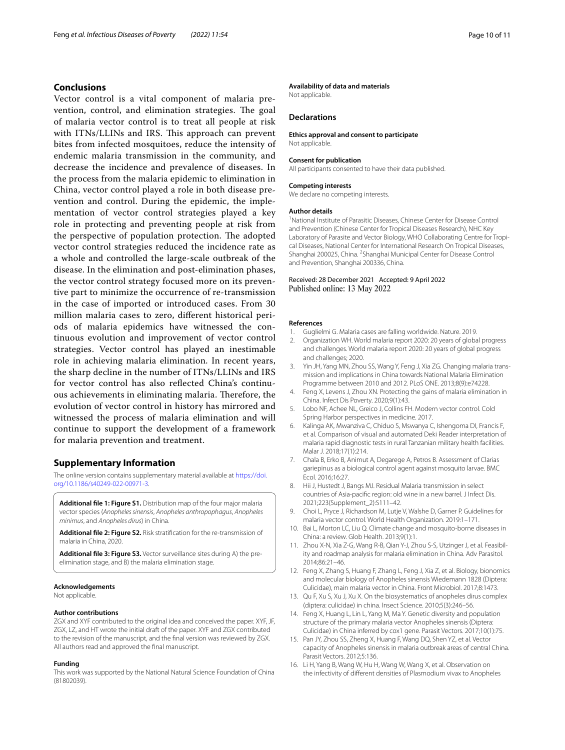## Conclusions

Vector control is a vital component of malaria prevention, control, and elimination strategies. The goal of malaria vector control is to treat all people at risk with ITNs/LLINs and IRS. This approach can prevent bites from infected mosquitoes, reduce the intensity of endemic malaria transmission in the community, and decrease the incidence and prevalence of diseases. In the process from the malaria epidemic to elimination in China, vector control played a role in both disease prevention and control. During the epidemic, the implementation of vector control strategies played a key role in protecting and preventing people at risk from the perspective of population protection. The adopted vector control strategies reduced the incidence rate as a whole and controlled the large-scale outbreak of the disease. In the elimination and post-elimination phases, the vector control strategy focused more on its preventive part to minimize the occurrence of re-transmission in the case of imported or introduced cases. From 30 million malaria cases to zero, different historical periods of malaria epidemics have witnessed the continuous evolution and improvement of vector control strategies. Vector control has played an inestimable role in achieving malaria elimination. In recent years, the sharp decline in the number of ITNs/LLINs and IRS for vector control has also reflected China's continuous achievements in eliminating malaria. Therefore, the evolution of vector control in history has mirrored and witnessed the process of malaria elimination and will continue to support the development of a framework for malaria prevention and treatment.

## Supplementary Information

The online version contains supplementary material available at https://doi.org/10.1186/s40249-022-00971-3.

**Additional file 1: Figure S1.** Distribution map of the four major malaria vector species (*Anopheles sinensis*, *Anopheles anthropophagus*, *Anopheles minimus*, and *Anopheles dirus*) in China.

**Additional file 2: Figure S2.** Risk stratification for the re-transmission of malaria in China, 2020.

**Additional file 3: Figure S3.** Vector surveillance sites during A) the pre-elimination stage, and B) the malaria elimination stage.

### Acknowledgements

Not applicable.

### Author contributions

ZGX and XYF contributed to the original idea and conceived the paper. XYF, JF, ZGX, LZ, and HT wrote the initial draft of the paper. XYF and ZGX contributed to the revision of the manuscript, and the final version was reviewed by ZGX. All authors read and approved the final manuscript.

### Funding

This work was supported by the National Natural Science Foundation of China (81802039).

### Availability of data and materials

Not applicable.

## Declarations

### Ethics approval and consent to participate

Not applicable.

### Consent for publication

All participants consented to have their data published.

### Competing interests

We declare no competing interests.

### Author details

[1]National Institute of Parasitic Diseases, Chinese Center for Disease Control and Prevention (Chinese Center for Tropical Diseases Research), NHC Key Laboratory of Parasite and Vector Biology, WHO Collaborating Centre for Tropical Diseases, National Center for International Research On Tropical Diseases, Shanghai 200025, China. [2]Shanghai Municipal Center for Disease Control and Prevention, Shanghai 200336, China.

Received: 28 December 2021 Accepted: 9 April 2022
Published online: 13 May 2022

### References

1. Guglielmi G. Malaria cases are falling worldwide. Nature. 2019.
2. Organization WH. World malaria report 2020: 20 years of global progress and challenges. World malaria report 2020: 20 years of global progress and challenges; 2020.
3. Yin JH, Yang MN, Zhou SS, Wang Y, Feng J, Xia ZG. Changing malaria transmission and implications in China towards National Malaria Elimination Programme between 2010 and 2012. PLoS ONE. 2013;8(9):e74228.
4. Feng X, Levens J, Zhou XN. Protecting the gains of malaria elimination in China. Infect Dis Poverty. 2020;9(1):43.
5. Lobo NF, Achee NL, Greico J, Collins FH. Modern vector control. Cold Spring Harbor perspectives in medicine. 2017.
6. Kalinga AK, Mwanziva C, Chiduo S, Mswanya C, Ishengoma DI, Francis F, et al. Comparison of visual and automated Deki Reader interpretation of malaria rapid diagnostic tests in rural Tanzanian military health facilities. Malar J. 2018;17(1):214.
7. Chala B, Erko B, Animut A, Degarege A, Petros B. Assessment of Clarias gariepinus as a biological control agent against mosquito larvae. BMC Ecol. 2016;16:27.
8. Hii J, Hustedt J, Bangs MJ. Residual Malaria transmission in select countries of Asia-pacific region: old wine in a new barrel. J Infect Dis. 2021;223(Supplement_2):S111–42.
9. Choi L, Pryce J, Richardson M, Lutje V, Walshe D, Garner P. Guidelines for malaria vector control. World Health Organization. 2019:1–171.
10. Bai L, Morton LC, Liu Q. Climate change and mosquito-borne diseases in China: a review. Glob Health. 2013;9(1):1.
11. Zhou X-N, Xia Z-G, Wang R-B, Qian Y-J, Zhou S-S, Utzinger J, et al. Feasibility and roadmap analysis for malaria elimination in China. Adv Parasitol. 2014;86:21–46.
12. Feng X, Zhang S, Huang F, Zhang L, Feng J, Xia Z, et al. Biology, bionomics and molecular biology of Anopheles sinensis Wiedemann 1828 (Diptera: Culicidae), main malaria vector in China. Front Microbiol. 2017;8:1473.
13. Qu F, Xu S, Xu J, Xu X. On the biosystematics of anopheles dirus complex (diptera: culicidae) in china. Insect Science. 2010;5(3):246–56.
14. Feng X, Huang L, Lin L, Yang M, Ma Y. Genetic diversity and population structure of the primary malaria vector Anopheles sinensis (Diptera: Culicidae) in China inferred by cox1 gene. Parasit Vectors. 2017;10(1):75.
15. Pan JY, Zhou SS, Zheng X, Huang F, Wang DQ, Shen YZ, et al. Vector capacity of Anopheles sinensis in malaria outbreak areas of central China. Parasit Vectors. 2012;5:136.
16. Li H, Yang B, Wang W, Hu H, Wang W, Wang X, et al. Observation on the infectivity of different densities of Plasmodium vivax to Anopheles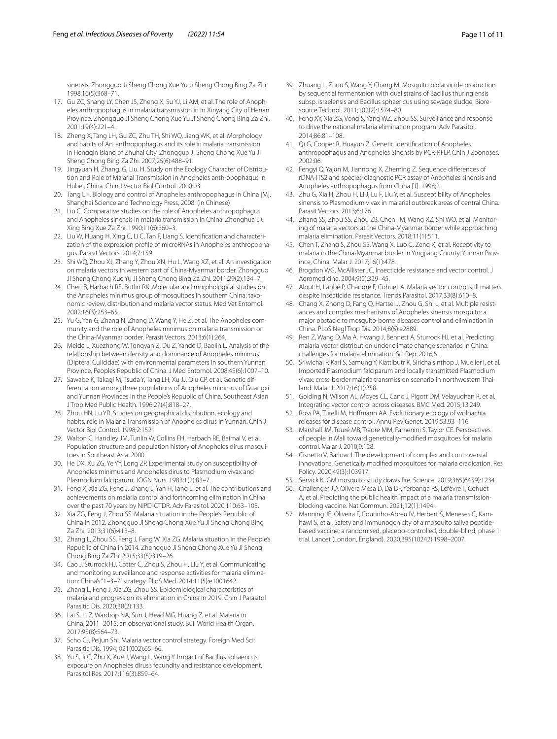sinensis. Zhongguo Ji Sheng Chong Xue Yu Ji Sheng Chong Bing Za Zhi. 1998;16(5):368–71.

17. Gu ZC, Shang LY, Chen JS, Zheng X, Su YJ, Li AM, et al. The role of Anopheles anthropophagus in malaria transmission in in Xinyang City of Henan Province. Zhongguo Ji Sheng Chong Xue Yu Ji Sheng Chong Bing Za Zhi. 2001;19(4):221–4.
18. Zheng X, Tang LH, Gu ZC, Zhu TH, Shi WQ, Jiang WK, et al. Morphology and habits of An. anthropophagus and its role in malaria transmission in Hengqin Island of Zhuhai City. Zhongguo Ji Sheng Chong Xue Yu Ji Sheng Chong Bing Za Zhi. 2007;25(6):488–91.
19. Jingyuan H, Zhang. G, Liu. H. Study on the Ecology Character of Distribution and Role of Malarial Transmission in Anopheles anthropophagus in Hubei, China. Chin J Vector Biol Control. 2000:03.
20. Tang LH. Biology and control of Anopheles anthropophagus in China [M]. Shanghai Science and Technology Press, 2008. (in Chinese)
21. Liu C. Comparative studies on the role of Anopheles anthropophagus and Anopheles sinensis in malaria transmission in China. Zhonghua Liu Xing Bing Xue Za Zhi. 1990;11(6):360–3.
22. Liu W, Huang H, Xing C, Li C, Tan F, Liang S. Identification and characterization of the expression profile of microRNAs in Anopheles anthropophagus. Parasit Vectors. 2014;7:159.
23. Shi WQ, Zhou XJ, Zhang Y, Zhou XN, Hu L, Wang XZ, et al. An investigation on malaria vectors in western part of China-Myanmar border. Zhongguo Ji Sheng Chong Xue Yu Ji Sheng Chong Bing Za Zhi. 2011;29(2):134–7.
24. Chen B, Harbach RE, Butlin RK. Molecular and morphological studies on the Anopheles minimus group of mosquitoes in southern China: taxonomic review, distribution and malaria vector status. Med Vet Entomol. 2002;16(3):253–65.
25. Yu G, Yan G, Zhang N, Zhong D, Wang Y, He Z, et al. The Anopheles community and the role of Anopheles minimus on malaria transmission on the China-Myanmar border. Parasit Vectors. 2013;6(1):264.
26. Meide L, Xuezhong W, Tongyan Z, Du Z, Yande D, Baolin L. Analysis of the relationship between density and dominance of Anopheles minimus (Diptera: Culicidae) with environmental parameters in southern Yunnan Province, Peoples Republic of China. J Med Entomol. 2008;45(6):1007–10.
27. Sawabe K, Takagi M, Tsuda Y, Tang LH, Xu JJ, Qiu CP, et al. Genetic differentiation among three populations of Anopheles minimus of Guangxi and Yunnan Provinces in the People's Republic of China. Southeast Asian J Trop Med Public Health. 1996;27(4):818–27.
28. Zhou HN, Lu YR. Studies on geographical distribution, ecology and habits, role in Malaria Transmission of Anopheles dirus in Yunnan. Chin J Vector Biol Control. 1998;2:152.
29. Walton C, Handley JM, Tunlin W, Collins FH, Harbach RE, Baimai V, et al. Population structure and population history of Anopheles dirus mosquitoes in Southeast Asia. 2000.
30. He DX, Xu ZG, Ye YY, Long ZP. Experimental study on susceptibility of Anopheles minimus and Anopheles dirus to Plasmodium vivax and Plasmodium falciparum. JOGN Nurs. 1983;1(2):83–7.
31. Feng X, Xia ZG, Feng J, Zhang L, Yan H, Tang L, et al. The contributions and achievements on malaria control and forthcoming elimination in China over the past 70 years by NIPD-CTDR. Adv Parasitol. 2020;110:63–105.
32. Xia ZG, Feng J, Zhou SS. Malaria situation in the People's Republic of China in 2012. Zhongguo Ji Sheng Chong Xue Yu Ji Sheng Chong Bing Za Zhi. 2013;31(6):413–8.
33. Zhang L, Zhou SS, Feng J, Fang W, Xia ZG. Malaria situation in the People's Republic of China in 2014. Zhongguo Ji Sheng Chong Xue Yu Ji Sheng Chong Bing Za Zhi. 2015;33(5):319–26.
34. Cao J, Sturrock HJ, Cotter C, Zhou S, Zhou H, Liu Y, et al. Communicating and monitoring surveillance and response activities for malaria elimination: China's "1–3–7" strategy. PLoS Med. 2014;11(5):e1001642.
35. Zhang L, Feng J, Xia ZG, Zhou SS. Epidemiological characteristics of malaria and progress on its elimination in China in 2019. Chin J Parasitol Parasitic Dis. 2020;38(2):133.
36. Lai S, Li Z, Wardrop NA, Sun J, Head MG, Huang Z, et al. Malaria in China, 2011–2015: an observational study. Bull World Health Organ. 2017;95(8):564–73.
37. Scho CJ, Peijun Shi. Malaria vector control strategy. Foreign Med Sci: Parasitic Dis, 1994; 021(002):65–66.
38. Yu S, Ji C, Zhu X, Xue J, Wang L, Wang Y. Impact of Bacillus sphaericus exposure on Anopheles dirus's fecundity and resistance development. Parasitol Res. 2017;116(3):859–64.
39. Zhuang L, Zhou S, Wang Y, Chang M. Mosquito biolarvicide production by sequential fermentation with dual strains of Bacillus thuringiensis subsp. israelensis and Bacillus sphaericus using sewage sludge. Bioresource Technol. 2011;102(2):1574–80.
40. Feng XY, Xia ZG, Vong S, Yang WZ, Zhou SS. Surveillance and response to drive the national malaria elimination program. Adv Parasitol. 2014;86:81–108.
41. Qi G, Cooper R, Huayun Z. Genetic identification of Anopheles anthropophagus and Anopheles Sinensis by PCR-RFLP. Chin J Zoonoses. 2002:06.
42. Fengyi Q, Yajun M, Jiannong X, Zheming Z. Sequence differences of rDNA-ITS2 and species-diagnostic PCR assay of Anopheles sinensis and Anopheles anthropophagus from China [J]. 1998;2.
43. Zhu G, Xia H, Zhou H, Li J, Lu F, Liu Y, et al. Susceptibility of Anopheles sinensis to Plasmodium vivax in malarial outbreak areas of central China. Parasit Vectors. 2013;6:176.
44. Zhang SS, Zhou SS, Zhou ZB, Chen TM, Wang XZ, Shi WQ, et al. Monitoring of malaria vectors at the China-Myanmar border while approaching malaria elimination. Parasit Vectors. 2018;11(1):511.
45. Chen T, Zhang S, Zhou SS, Wang X, Luo C, Zeng X, et al. Receptivity to malaria in the China-Myanmar border in Yingjiang County, Yunnan Province, China. Malar J. 2017;16(1):478.
46. Brogdon WG, McAllister JC. Insecticide resistance and vector control. J Agromedicine. 2004;9(2):329–45.
47. Alout H, Labbé P, Chandre F, Cohuet A. Malaria vector control still matters despite insecticide resistance. Trends Parasitol. 2017;33(8):610–8.
48. Chang X, Zhong D, Fang Q, Hartsel J, Zhou G, Shi L, et al. Multiple resistances and complex mechanisms of Anopheles sinensis mosquito: a major obstacle to mosquito-borne diseases control and elimination in China. PLoS Negl Trop Dis. 2014;8(5):e2889.
49. Ren Z, Wang D, Ma A, Hwang J, Bennett A, Sturrock HJ, et al. Predicting malaria vector distribution under climate change scenarios in China: challenges for malaria elimination. Sci Rep. 2016;6.
50. Sriwichai P, Karl S, Samung Y, Kiattibutr K, Sirichaisinthop J, Mueller I, et al. Imported Plasmodium falciparum and locally transmitted Plasmodium vivax: cross-border malaria transmission scenario in northwestern Thailand. Malar J. 2017;16(1):258.
51. Golding N, Wilson AL, Moyes CL, Cano J, Pigott DM, Velayudhan R, et al. Integrating vector control across diseases. BMC Med. 2015;13:249.
52. Ross PA, Turelli M, Hoffmann AA. Evolutionary ecology of wolbachia releases for disease control. Annu Rev Genet. 2019;53:93–116.
53. Marshall JM, Touré MB, Traore MM, Famenini S, Taylor CE. Perspectives of people in Mali toward genetically-modified mosquitoes for malaria control. Malar J. 2010;9:128.
54. Cisnetto V, Barlow J. The development of complex and controversial innovations. Genetically modified mosquitoes for malaria eradication. Res Policy. 2020;49(3):103917.
55. Servick K. GM mosquito study draws fire. Science. 2019;365(6459):1234.
56. Challenger JD, Olivera Mesa D, Da DF, Yerbanga RS, Lefèvre T, Cohuet A, et al. Predicting the public health impact of a malaria transmission-blocking vaccine. Nat Commun. 2021;12(1):1494.
57. Manning JE, Oliveira F, Coutinho-Abreu IV, Herbert S, Meneses C, Kamhawi S, et al. Safety and immunogenicity of a mosquito saliva peptide-based vaccine: a randomised, placebo-controlled, double-blind, phase 1 trial. Lancet (London, England). 2020;395(10242):1998–2007.